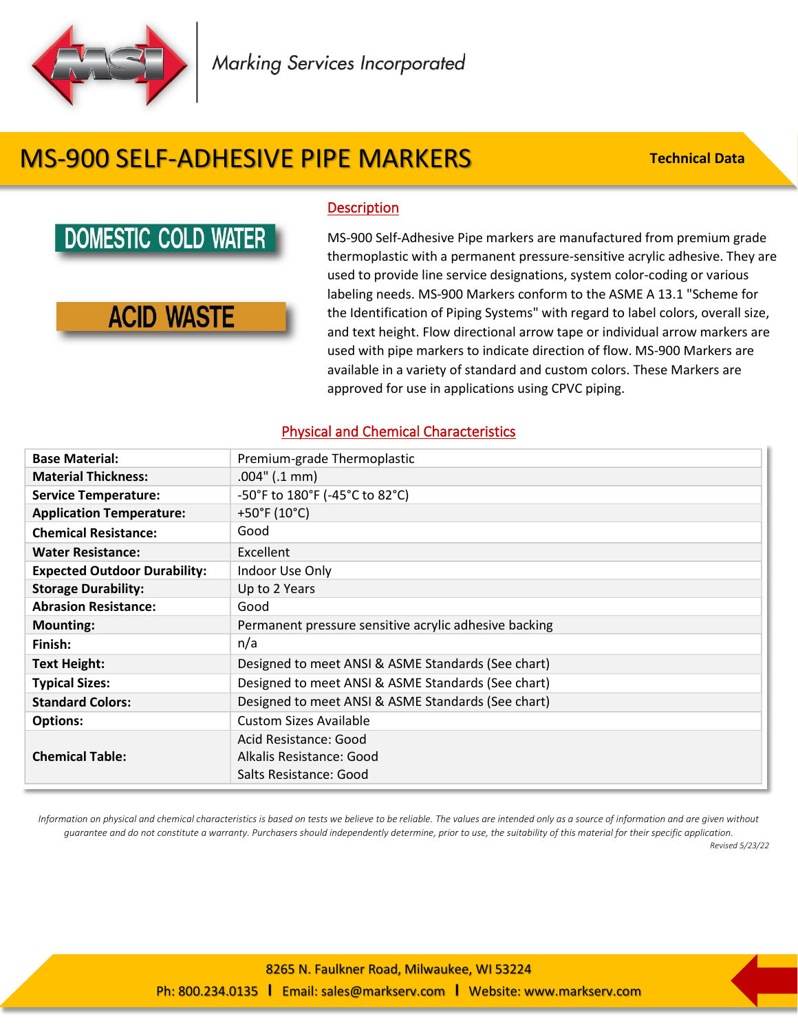Marking Services Incorporated

# MS-900 SELF-ADHESIVE PIPE MARKERS

**Technical Data**

DOMESTIC COLD WATER

ACID WASTE

## Description

MS-900 Self-Adhesive Pipe markers are manufactured from premium grade thermoplastic with a permanent pressure-sensitive acrylic adhesive. They are used to provide line service designations, system color-coding or various labeling needs. MS-900 Markers conform to the ASME A 13.1 "Scheme for the Identification of Piping Systems" with regard to label colors, overall size, and text height. Flow directional arrow tape or individual arrow markers are used with pipe markers to indicate direction of flow. MS-900 Markers are available in a variety of standard and custom colors. These Markers are approved for use in applications using CPVC piping.

## Physical and Chemical Characteristics

| | |
|---|---|
| **Base Material:** | Premium-grade Thermoplastic |
| **Material Thickness:** | .004" (.1 mm) |
| **Service Temperature:** | -50°F to 180°F (-45°C to 82°C) |
| **Application Temperature:** | +50°F (10°C) |
| **Chemical Resistance:** | Good |
| **Water Resistance:** | Excellent |
| **Expected Outdoor Durability:** | Indoor Use Only |
| **Storage Durability:** | Up to 2 Years |
| **Abrasion Resistance:** | Good |
| **Mounting:** | Permanent pressure sensitive acrylic adhesive backing |
| **Finish:** | n/a |
| **Text Height:** | Designed to meet ANSI & ASME Standards (See chart) |
| **Typical Sizes:** | Designed to meet ANSI & ASME Standards (See chart) |
| **Standard Colors:** | Designed to meet ANSI & ASME Standards (See chart) |
| **Options:** | Custom Sizes Available |
| **Chemical Table:** | Acid Resistance: Good<br>Alkalis Resistance: Good<br>Salts Resistance: Good |

*Information on physical and chemical characteristics is based on tests we believe to be reliable. The values are intended only as a source of information and are given without guarantee and do not constitute a warranty. Purchasers should independently determine, prior to use, the suitability of this material for their specific application.*

*Revised 5/23/22*

8265 N. Faulkner Road, Milwaukee, WI 53224

Ph: 800.234.0135 | Email: sales@markserv.com | Website: www.markserv.com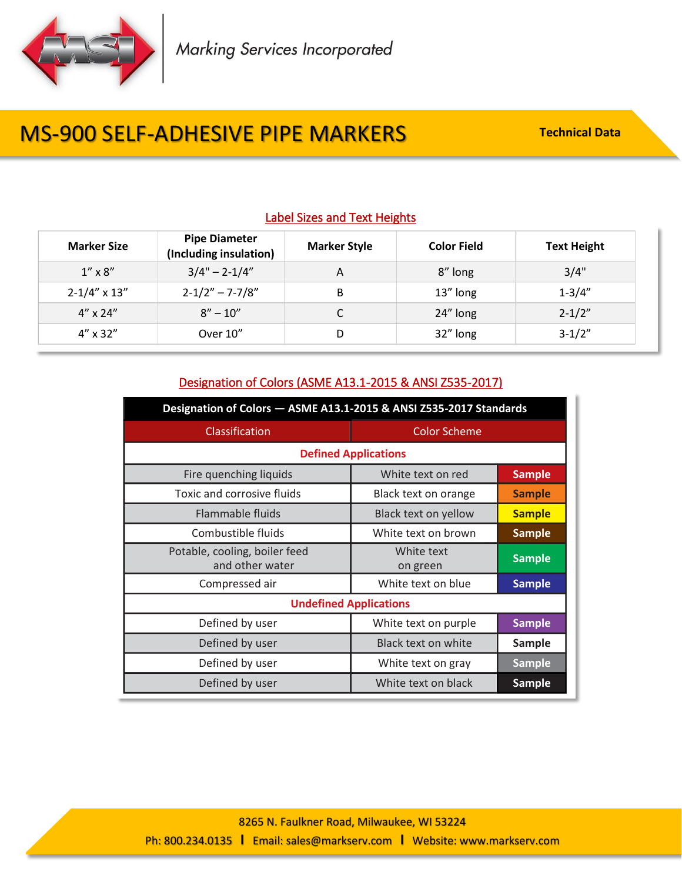Marking Services Incorporated

# MS-900 SELF-ADHESIVE PIPE MARKERS

**Technical Data**

## Label Sizes and Text Heights

| Marker Size | Pipe Diameter (Including insulation) | Marker Style | Color Field | Text Height |
|---|---|---|---|---|
| 1” x 8” | 3/4" – 2-1/4” | A | 8” long | 3/4" |
| 2-1/4” x 13” | 2-1/2” – 7-7/8” | B | 13” long | 1-3/4” |
| 4” x 24” | 8” – 10” | C | 24” long | 2-1/2” |
| 4” x 32” | Over 10” | D | 32” long | 3-1/2” |

## Designation of Colors (ASME A13.1-2015 & ANSI Z535-2017)

| Designation of Colors — ASME A13.1-2015 & ANSI Z535-2017 Standards | | |
|---|---|---|
| Classification | Color Scheme | |
| **Defined Applications** | | |
| Fire quenching liquids | White text on red | Sample |
| Toxic and corrosive fluids | Black text on orange | Sample |
| Flammable fluids | Black text on yellow | Sample |
| Combustible fluids | White text on brown | Sample |
| Potable, cooling, boiler feed and other water | White text on green | Sample |
| Compressed air | White text on blue | Sample |
| **Undefined Applications** | | |
| Defined by user | White text on purple | Sample |
| Defined by user | Black text on white | Sample |
| Defined by user | White text on gray | Sample |
| Defined by user | White text on black | Sample |

8265 N. Faulkner Road, Milwaukee, WI 53224

Ph: 800.234.0135 | Email: sales@markserv.com | Website: www.markserv.com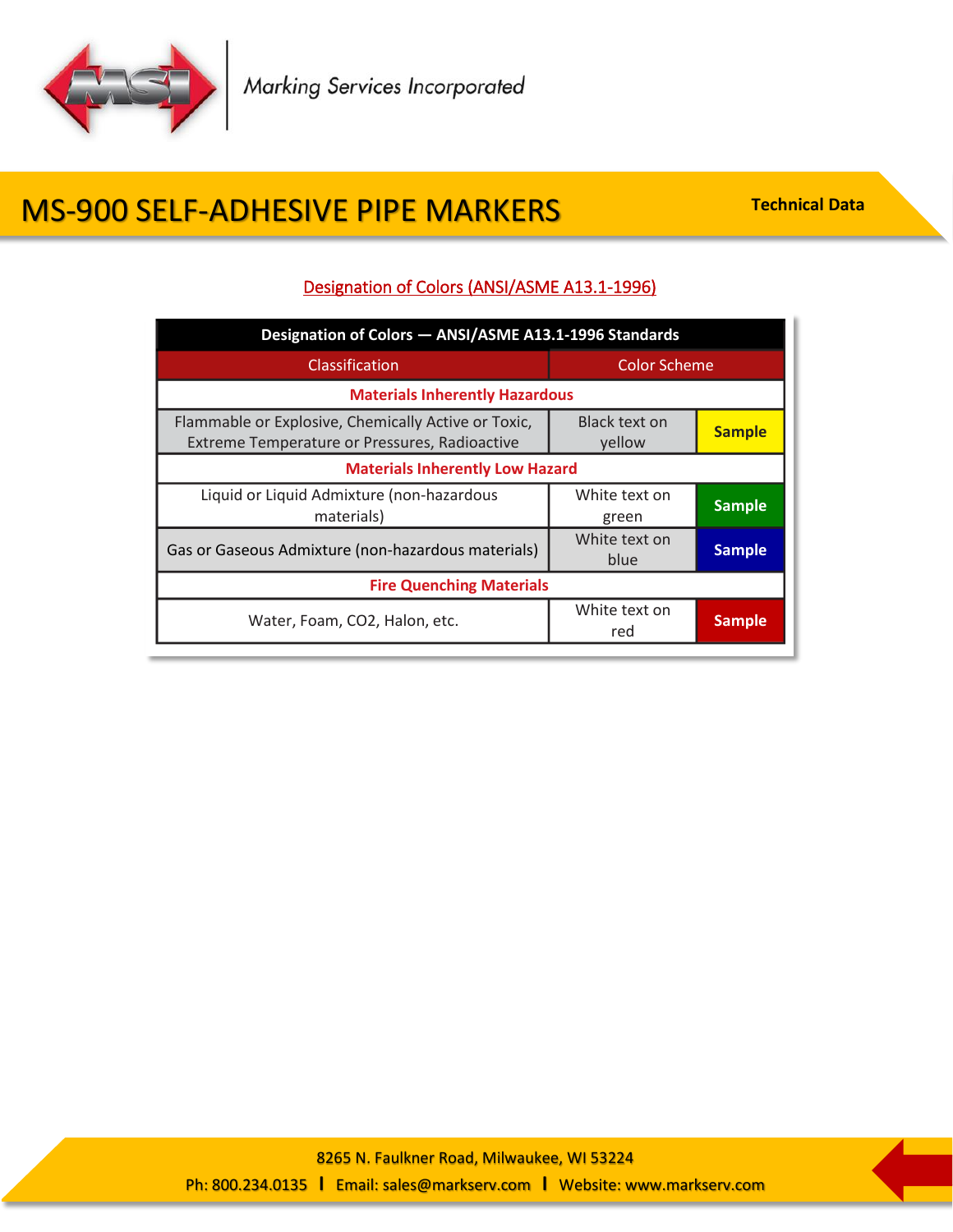# MS-900 SELF-ADHESIVE PIPE MARKERS

**Technical Data**

Designation of Colors (ANSI/ASME A13.1-1996)

| Designation of Colors — ANSI/ASME A13.1-1996 Standards | | |
|---|---|---|
| Classification | Color Scheme | |
| **Materials Inherently Hazardous** | | |
| Flammable or Explosive, Chemically Active or Toxic, Extreme Temperature or Pressures, Radioactive | Black text on yellow | Sample |
| **Materials Inherently Low Hazard** | | |
| Liquid or Liquid Admixture (non-hazardous materials) | White text on green | Sample |
| Gas or Gaseous Admixture (non-hazardous materials) | White text on blue | Sample |
| **Fire Quenching Materials** | | |
| Water, Foam, $CO_2$, Halon, etc. | White text on red | Sample |